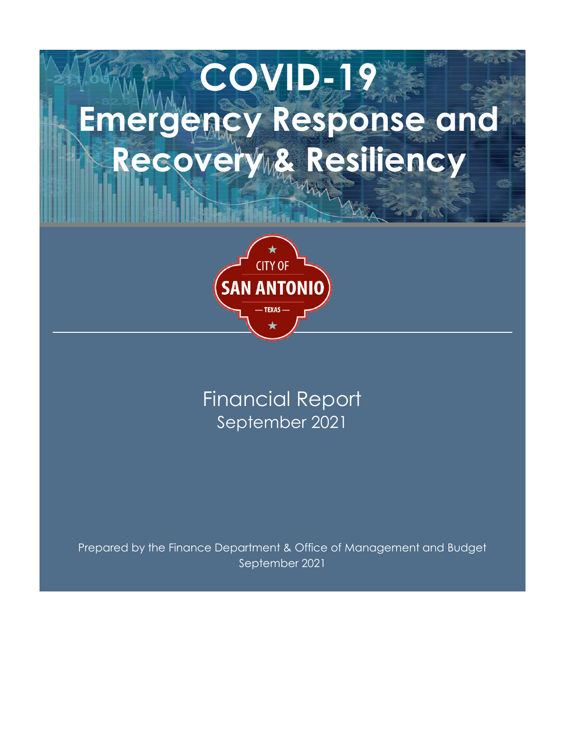# COVID-19 Emergency Response and Recovery & Resiliency

CITY OF SAN ANTONIO — TEXAS —

## Financial Report
September 2021

Prepared by the Finance Department & Office of Management and Budget
September 2021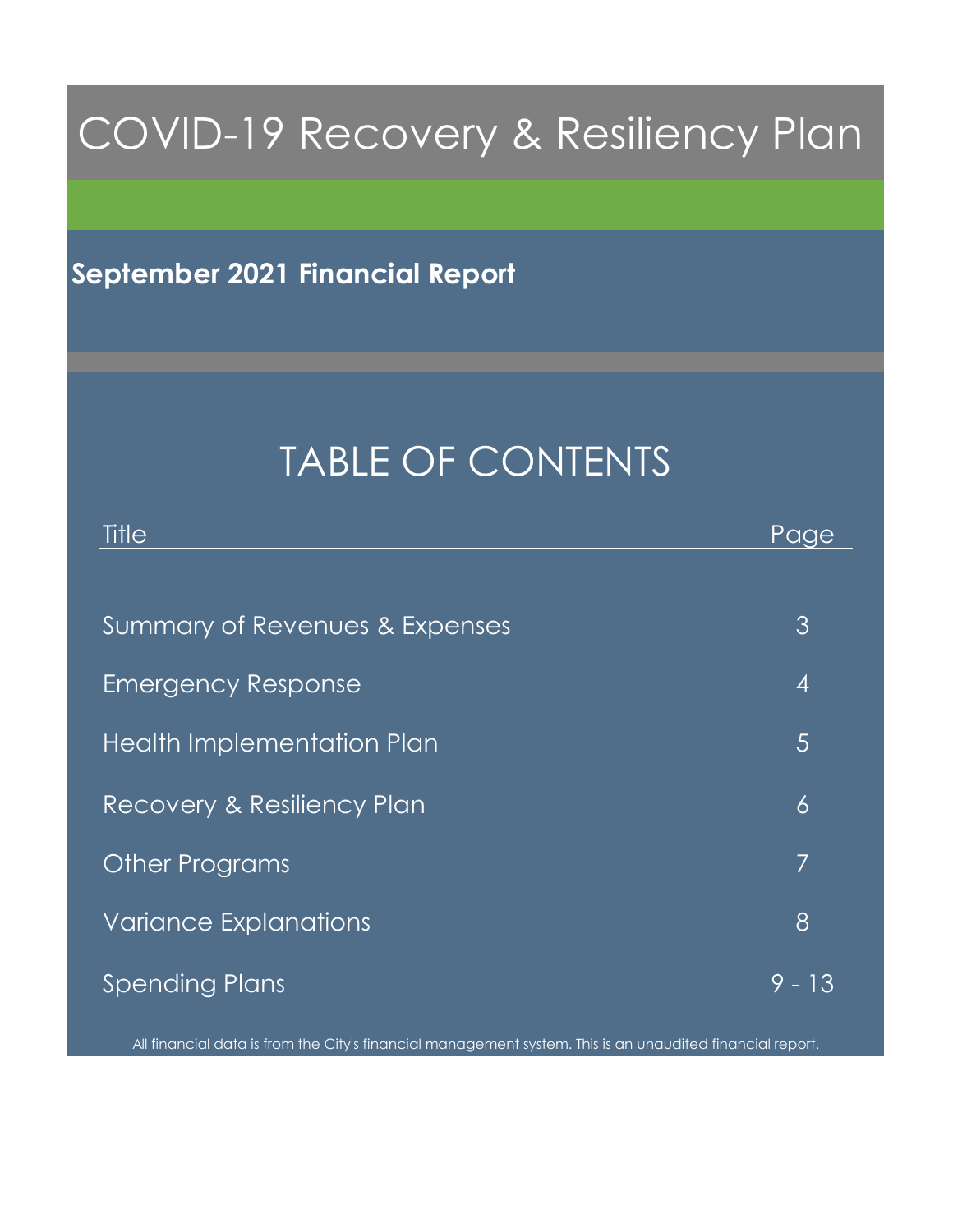# COVID-19 Recovery & Resiliency Plan

## September 2021 Financial Report

## TABLE OF CONTENTS

| Title | Page |
| --- | --- |
| Summary of Revenues & Expenses | 3 |
| Emergency Response | 4 |
| Health Implementation Plan | 5 |
| Recovery & Resiliency Plan | 6 |
| Other Programs | 7 |
| Variance Explanations | 8 |
| Spending Plans | 9 - 13 |

All financial data is from the City's financial management system. This is an unaudited financial report.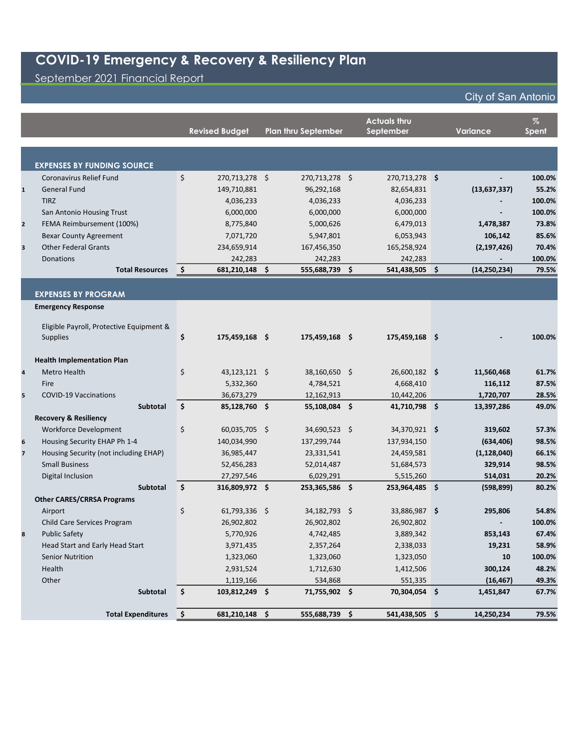# COVID-19 Emergency & Recovery & Resiliency Plan

September 2021 Financial Report

City of San Antonio

| | | Revised Budget | Plan thru September | Actuals thru September | Variance | % Spent |
|---|---|---|---|---|---|---|
| | **EXPENSES BY FUNDING SOURCE** | | | | | |
| | Coronavirus Relief Fund | $ 270,713,278 | $ 270,713,278 | $ 270,713,278 | **$ -** | **100.0%** |
| 1 | General Fund | 149,710,881 | 96,292,168 | 82,654,831 | **(13,637,337)** | **55.2%** |
| | TIRZ | 4,036,233 | 4,036,233 | 4,036,233 | **-** | **100.0%** |
| | San Antonio Housing Trust | 6,000,000 | 6,000,000 | 6,000,000 | **-** | **100.0%** |
| 2 | FEMA Reimbursement (100%) | 8,775,840 | 5,000,626 | 6,479,013 | **1,478,387** | **73.8%** |
| | Bexar County Agreement | 7,071,720 | 5,947,801 | 6,053,943 | **106,142** | **85.6%** |
| 3 | Other Federal Grants | 234,659,914 | 167,456,350 | 165,258,924 | **(2,197,426)** | **70.4%** |
| | Donations | 242,283 | 242,283 | 242,283 | **-** | **100.0%** |
| | **Total Resources** | **$ 681,210,148** | **$ 555,688,739** | **$ 541,438,505** | **$ (14,250,234)** | **79.5%** |
| | **EXPENSES BY PROGRAM** | | | | | |
| | **Emergency Response** | | | | | |
| | Eligible Payroll, Protective Equipment & Supplies | **$ 175,459,168** | **$ 175,459,168** | **$ 175,459,168** | **$ -** | **100.0%** |
| | **Health Implementation Plan** | | | | | |
| 4 | Metro Health | $ 43,123,121 | $ 38,160,650 | $ 26,600,182 | **$ 11,560,468** | **61.7%** |
| | Fire | 5,332,360 | 4,784,521 | 4,668,410 | **116,112** | **87.5%** |
| 5 | COVID-19 Vaccinations | 36,673,279 | 12,162,913 | 10,442,206 | **1,720,707** | **28.5%** |
| | **Subtotal** | **$ 85,128,760** | **$ 55,108,084** | **$ 41,710,798** | **$ 13,397,286** | **49.0%** |
| | **Recovery & Resiliency** | | | | | |
| | Workforce Development | $ 60,035,705 | $ 34,690,523 | $ 34,370,921 | **$ 319,602** | **57.3%** |
| 6 | Housing Security EHAP Ph 1-4 | 140,034,990 | 137,299,744 | 137,934,150 | **(634,406)** | **98.5%** |
| 7 | Housing Security (not including EHAP) | 36,985,447 | 23,331,541 | 24,459,581 | **(1,128,040)** | **66.1%** |
| | Small Business | 52,456,283 | 52,014,487 | 51,684,573 | **329,914** | **98.5%** |
| | Digital Inclusion | 27,297,546 | 6,029,291 | 5,515,260 | **514,031** | **20.2%** |
| | **Subtotal** | **$ 316,809,972** | **$ 253,365,586** | **$ 253,964,485** | **$ (598,899)** | **80.2%** |
| | **Other CARES/CRRSA Programs** | | | | | |
| | Airport | $ 61,793,336 | $ 34,182,793 | $ 33,886,987 | **$ 295,806** | **54.8%** |
| | Child Care Services Program | 26,902,802 | 26,902,802 | 26,902,802 | **-** | **100.0%** |
| 8 | Public Safety | 5,770,926 | 4,742,485 | 3,889,342 | **853,143** | **67.4%** |
| | Head Start and Early Head Start | 3,971,435 | 2,357,264 | 2,338,033 | **19,231** | **58.9%** |
| | Senior Nutrition | 1,323,060 | 1,323,060 | 1,323,050 | **10** | **100.0%** |
| | Health | 2,931,524 | 1,712,630 | 1,412,506 | **300,124** | **48.2%** |
| | Other | 1,119,166 | 534,868 | 551,335 | **(16,467)** | **49.3%** |
| | **Subtotal** | **$ 103,812,249** | **$ 71,755,902** | **$ 70,304,054** | **$ 1,451,847** | **67.7%** |
| | **Total Expenditures** | **$ 681,210,148** | **$ 555,688,739** | **$ 541,438,505** | **$ 14,250,234** | **79.5%** |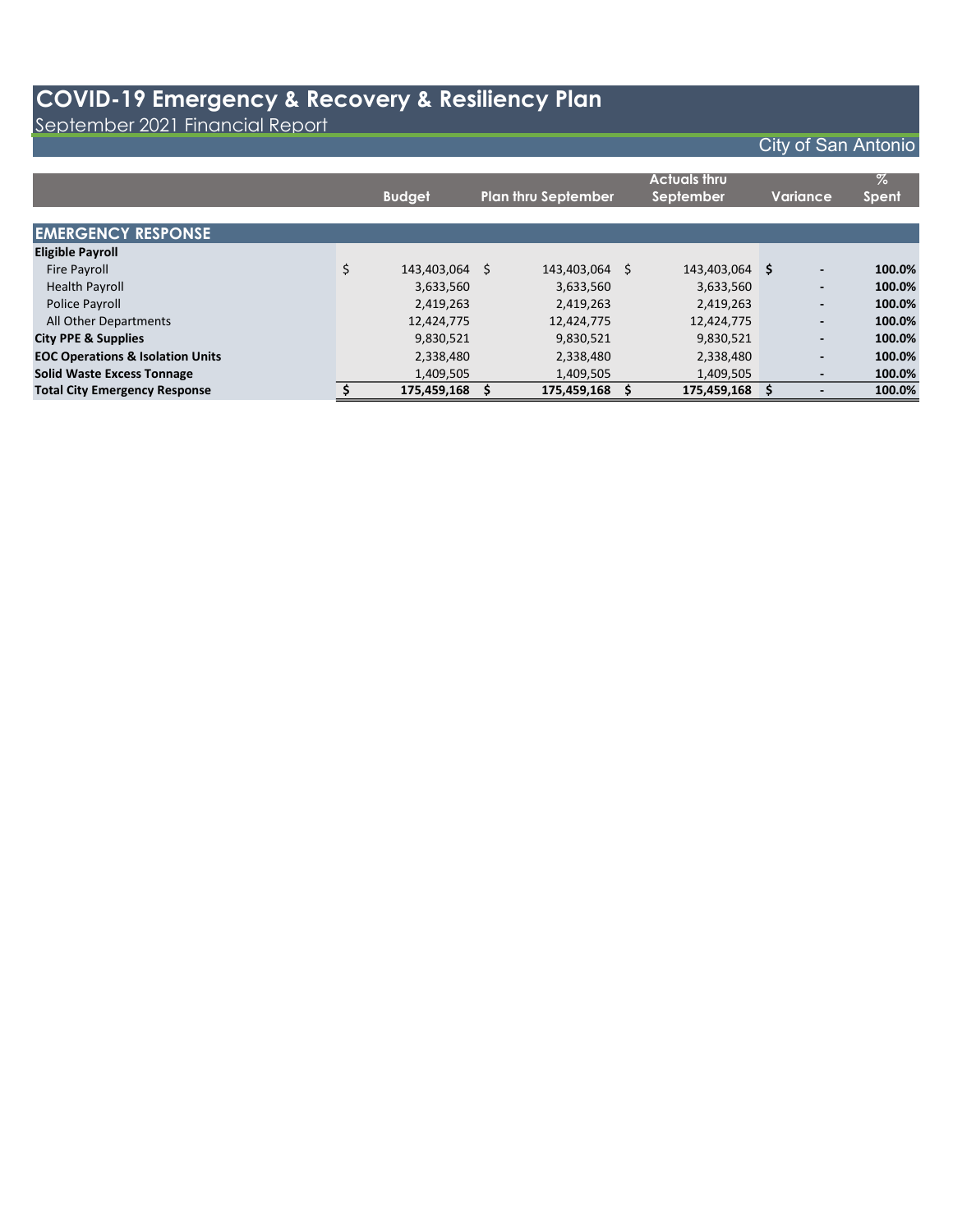# COVID-19 Emergency & Recovery & Resiliency Plan

September 2021 Financial Report

City of San Antonio

| | Budget | Plan thru September | Actuals thru September | Variance | % Spent |
|---|---|---|---|---|---|
| **EMERGENCY RESPONSE** | | | | | |
| **Eligible Payroll** | | | | | |
| Fire Payroll | $ 143,403,064 | $ 143,403,064 | $ 143,403,064 | **$ -** | **100.0%** |
| Health Payroll | 3,633,560 | 3,633,560 | 3,633,560 | **-** | **100.0%** |
| Police Payroll | 2,419,263 | 2,419,263 | 2,419,263 | **-** | **100.0%** |
| All Other Departments | 12,424,775 | 12,424,775 | 12,424,775 | **-** | **100.0%** |
| **City PPE & Supplies** | 9,830,521 | 9,830,521 | 9,830,521 | **-** | **100.0%** |
| **EOC Operations & Isolation Units** | 2,338,480 | 2,338,480 | 2,338,480 | **-** | **100.0%** |
| **Solid Waste Excess Tonnage** | 1,409,505 | 1,409,505 | 1,409,505 | **-** | **100.0%** |
| **Total City Emergency Response** | **$ 175,459,168** | **$ 175,459,168** | **$ 175,459,168** | **$ -** | **100.0%** |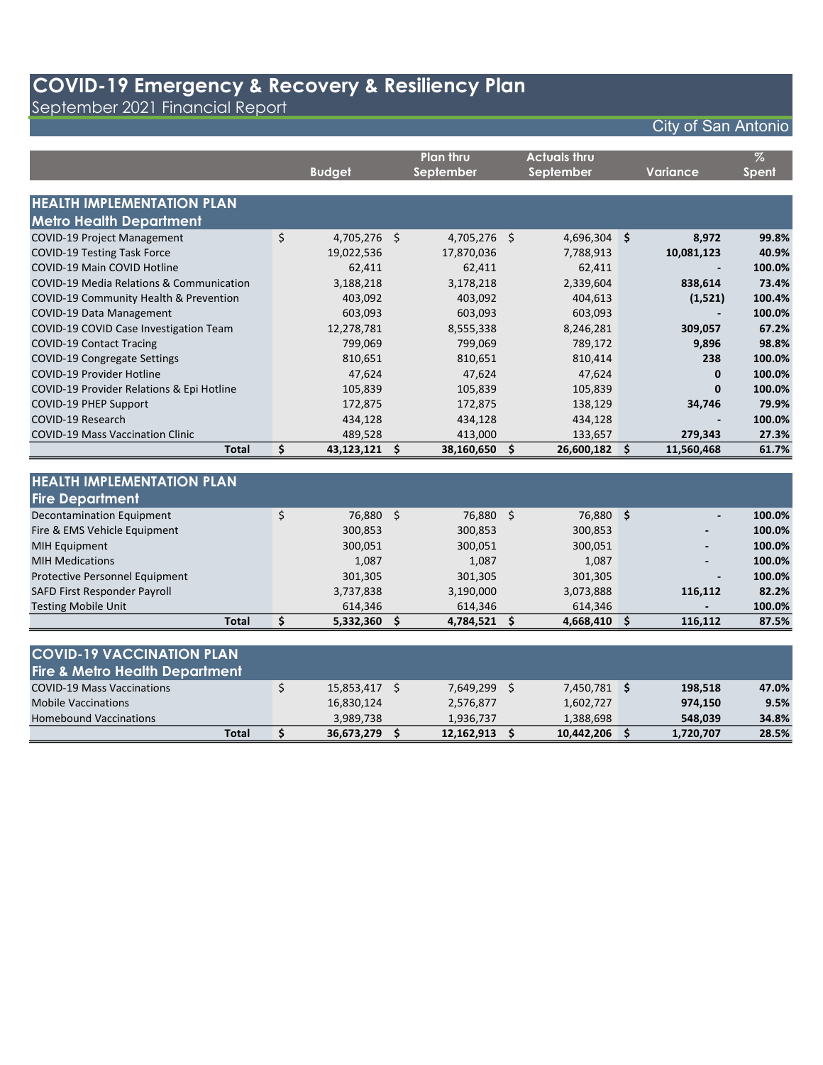# COVID-19 Emergency & Recovery & Resiliency Plan

September 2021 Financial Report

City of San Antonio

| | Budget | Plan thru September | Actuals thru September | Variance | % Spent |
|---|---|---|---|---|---|
| **HEALTH IMPLEMENTATION PLAN** | | | | | |
| **Metro Health Department** | | | | | |
| COVID-19 Project Management | $ 4,705,276 | $ 4,705,276 | $ 4,696,304 | $ **8,972** | **99.8%** |
| COVID-19 Testing Task Force | 19,022,536 | 17,870,036 | 7,788,913 | **10,081,123** | **40.9%** |
| COVID-19 Main COVID Hotline | 62,411 | 62,411 | 62,411 | **-** | **100.0%** |
| COVID-19 Media Relations & Communication | 3,188,218 | 3,178,218 | 2,339,604 | **838,614** | **73.4%** |
| COVID-19 Community Health & Prevention | 403,092 | 403,092 | 404,613 | **(1,521)** | **100.4%** |
| COVID-19 Data Management | 603,093 | 603,093 | 603,093 | **-** | **100.0%** |
| COVID-19 COVID Case Investigation Team | 12,278,781 | 8,555,338 | 8,246,281 | **309,057** | **67.2%** |
| COVID-19 Contact Tracing | 799,069 | 799,069 | 789,172 | **9,896** | **98.8%** |
| COVID-19 Congregate Settings | 810,651 | 810,651 | 810,414 | **238** | **100.0%** |
| COVID-19 Provider Hotline | 47,624 | 47,624 | 47,624 | **0** | **100.0%** |
| COVID-19 Provider Relations & Epi Hotline | 105,839 | 105,839 | 105,839 | **0** | **100.0%** |
| COVID-19 PHEP Support | 172,875 | 172,875 | 138,129 | **34,746** | **79.9%** |
| COVID-19 Research | 434,128 | 434,128 | 434,128 | **-** | **100.0%** |
| COVID-19 Mass Vaccination Clinic | 489,528 | 413,000 | 133,657 | **279,343** | **27.3%** |
| **Total** | **$ 43,123,121** | **$ 38,160,650** | **$ 26,600,182** | **$ 11,560,468** | **61.7%** |

| | Budget | Plan thru September | Actuals thru September | Variance | % Spent |
|---|---|---|---|---|---|
| **HEALTH IMPLEMENTATION PLAN** | | | | | |
| **Fire Department** | | | | | |
| Decontamination Equipment | $ 76,880 | $ 76,880 | $ 76,880 | $ **-** | **100.0%** |
| Fire & EMS Vehicle Equipment | 300,853 | 300,853 | 300,853 | **-** | **100.0%** |
| MIH Equipment | 300,051 | 300,051 | 300,051 | **-** | **100.0%** |
| MIH Medications | 1,087 | 1,087 | 1,087 | **-** | **100.0%** |
| Protective Personnel Equipment | 301,305 | 301,305 | 301,305 | **-** | **100.0%** |
| SAFD First Responder Payroll | 3,737,838 | 3,190,000 | 3,073,888 | **116,112** | **82.2%** |
| Testing Mobile Unit | 614,346 | 614,346 | 614,346 | **-** | **100.0%** |
| **Total** | **$ 5,332,360** | **$ 4,784,521** | **$ 4,668,410** | **$ 116,112** | **87.5%** |

| | Budget | Plan thru September | Actuals thru September | Variance | % Spent |
|---|---|---|---|---|---|
| **COVID-19 VACCINATION PLAN** | | | | | |
| **Fire & Metro Health Department** | | | | | |
| COVID-19 Mass Vaccinations | $ 15,853,417 | $ 7,649,299 | $ 7,450,781 | $ **198,518** | **47.0%** |
| Mobile Vaccinations | 16,830,124 | 2,576,877 | 1,602,727 | **974,150** | **9.5%** |
| Homebound Vaccinations | 3,989,738 | 1,936,737 | 1,388,698 | **548,039** | **34.8%** |
| **Total** | **$ 36,673,279** | **$ 12,162,913** | **$ 10,442,206** | **$ 1,720,707** | **28.5%** |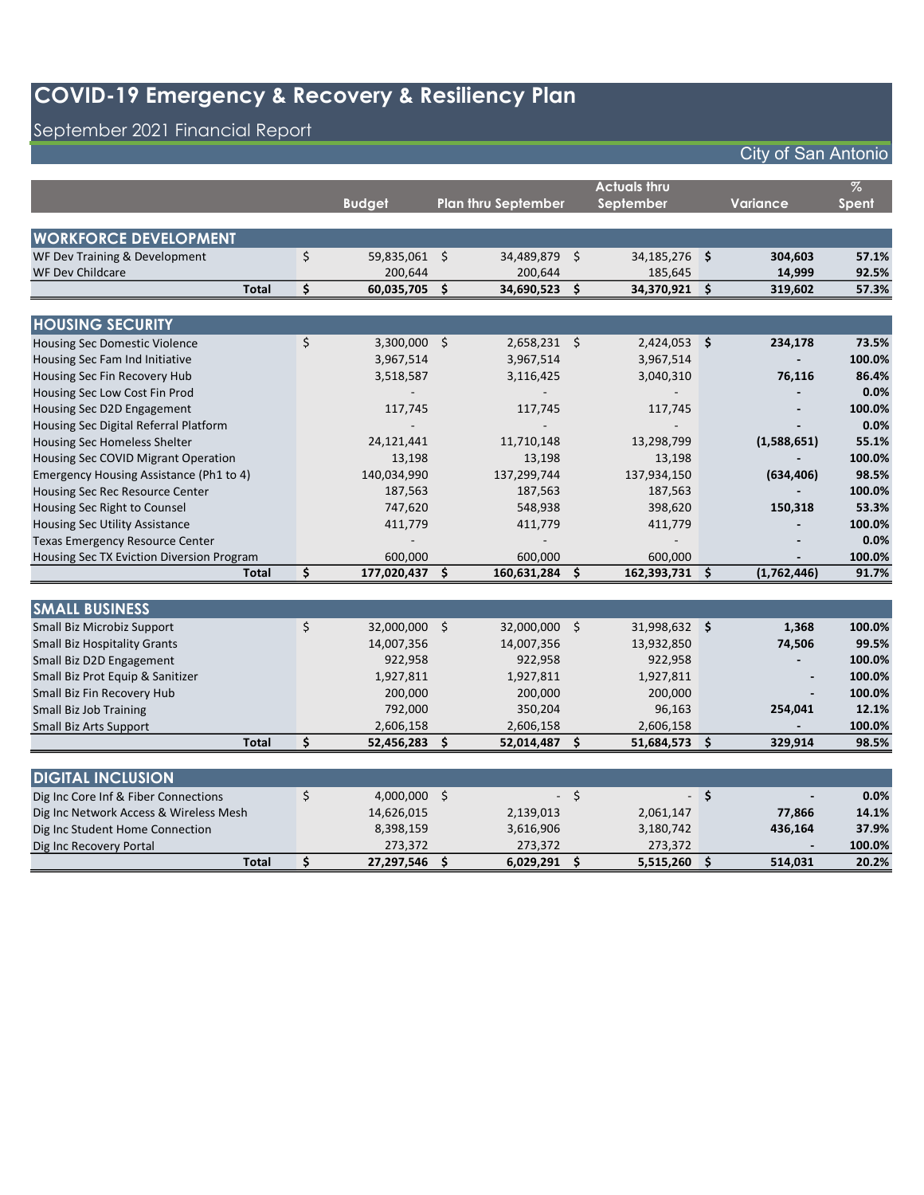# COVID-19 Emergency & Recovery & Resiliency Plan

## September 2021 Financial Report

City of San Antonio

| | Budget | Plan thru September | Actuals thru September | Variance | % Spent |
|---|---|---|---|---|---|
| **WORKFORCE DEVELOPMENT** | | | | | |
| WF Dev Training & Development | $ 59,835,061 | $ 34,489,879 | $ 34,185,276 | **$ 304,603** | **57.1%** |
| WF Dev Childcare | 200,644 | 200,644 | 185,645 | **14,999** | **92.5%** |
| **Total** | **$ 60,035,705** | **$ 34,690,523** | **$ 34,370,921** | **$ 319,602** | **57.3%** |
| **HOUSING SECURITY** | | | | | |
| Housing Sec Domestic Violence | $ 3,300,000 | $ 2,658,231 | $ 2,424,053 | **$ 234,178** | **73.5%** |
| Housing Sec Fam Ind Initiative | 3,967,514 | 3,967,514 | 3,967,514 | **-** | **100.0%** |
| Housing Sec Fin Recovery Hub | 3,518,587 | 3,116,425 | 3,040,310 | **76,116** | **86.4%** |
| Housing Sec Low Cost Fin Prod | - | - | - | **-** | **0.0%** |
| Housing Sec D2D Engagement | 117,745 | 117,745 | 117,745 | **-** | **100.0%** |
| Housing Sec Digital Referral Platform | - | - | - | **-** | **0.0%** |
| Housing Sec Homeless Shelter | 24,121,441 | 11,710,148 | 13,298,799 | **(1,588,651)** | **55.1%** |
| Housing Sec COVID Migrant Operation | 13,198 | 13,198 | 13,198 | **-** | **100.0%** |
| Emergency Housing Assistance (Ph1 to 4) | 140,034,990 | 137,299,744 | 137,934,150 | **(634,406)** | **98.5%** |
| Housing Sec Rec Resource Center | 187,563 | 187,563 | 187,563 | **-** | **100.0%** |
| Housing Sec Right to Counsel | 747,620 | 548,938 | 398,620 | **150,318** | **53.3%** |
| Housing Sec Utility Assistance | 411,779 | 411,779 | 411,779 | **-** | **100.0%** |
| Texas Emergency Resource Center | - | - | - | **-** | **0.0%** |
| Housing Sec TX Eviction Diversion Program | 600,000 | 600,000 | 600,000 | **-** | **100.0%** |
| **Total** | **$ 177,020,437** | **$ 160,631,284** | **$ 162,393,731** | **$ (1,762,446)** | **91.7%** |
| **SMALL BUSINESS** | | | | | |
| Small Biz Microbiz Support | $ 32,000,000 | $ 32,000,000 | $ 31,998,632 | **$ 1,368** | **100.0%** |
| Small Biz Hospitality Grants | 14,007,356 | 14,007,356 | 13,932,850 | **74,506** | **99.5%** |
| Small Biz D2D Engagement | 922,958 | 922,958 | 922,958 | **-** | **100.0%** |
| Small Biz Prot Equip & Sanitizer | 1,927,811 | 1,927,811 | 1,927,811 | **-** | **100.0%** |
| Small Biz Fin Recovery Hub | 200,000 | 200,000 | 200,000 | **-** | **100.0%** |
| Small Biz Job Training | 792,000 | 350,204 | 96,163 | **254,041** | **12.1%** |
| Small Biz Arts Support | 2,606,158 | 2,606,158 | 2,606,158 | **-** | **100.0%** |
| **Total** | **$ 52,456,283** | **$ 52,014,487** | **$ 51,684,573** | **$ 329,914** | **98.5%** |
| **DIGITAL INCLUSION** | | | | | |
| Dig Inc Core Inf & Fiber Connections | $ 4,000,000 | $ - | $ - | **$ -** | **0.0%** |
| Dig Inc Network Access & Wireless Mesh | 14,626,015 | 2,139,013 | 2,061,147 | **77,866** | **14.1%** |
| Dig Inc Student Home Connection | 8,398,159 | 3,616,906 | 3,180,742 | **436,164** | **37.9%** |
| Dig Inc Recovery Portal | 273,372 | 273,372 | 273,372 | **-** | **100.0%** |
| **Total** | **$ 27,297,546** | **$ 6,029,291** | **$ 5,515,260** | **$ 514,031** | **20.2%** |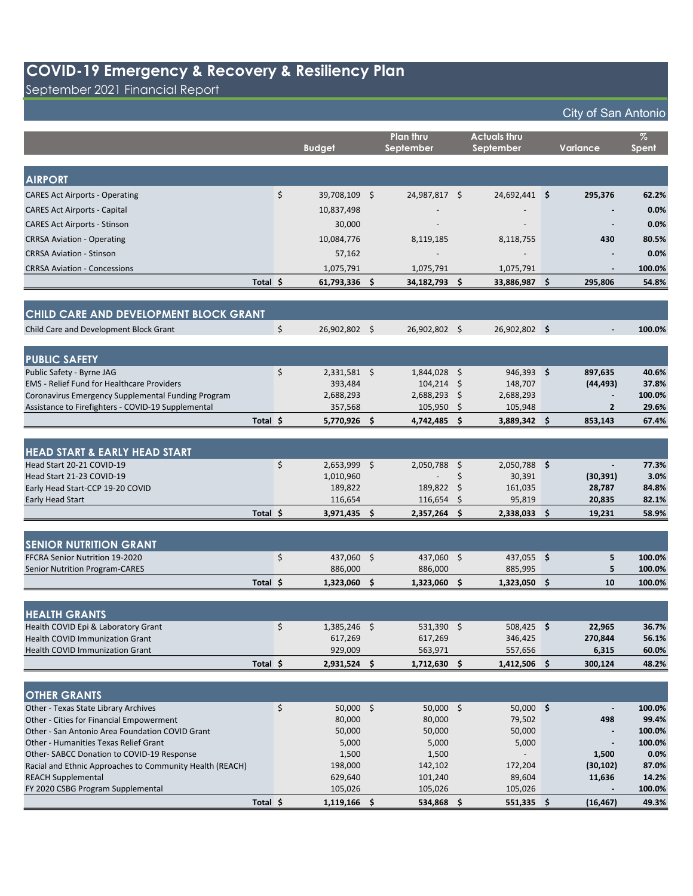# COVID-19 Emergency & Recovery & Resiliency Plan

September 2021 Financial Report

City of San Antonio

| | Budget | Plan thru September | Actuals thru September | Variance | % Spent |
|---|---|---|---|---|---|
| **AIRPORT** | | | | | |
| CARES Act Airports - Operating | $ 39,708,109 | $ 24,987,817 | $ 24,692,441 | **$ 295,376** | **62.2%** |
| CARES Act Airports - Capital | 10,837,498 | - | - | **-** | **0.0%** |
| CARES Act Airports - Stinson | 30,000 | - | - | **-** | **0.0%** |
| CRRSA Aviation - Operating | 10,084,776 | 8,119,185 | 8,118,755 | **430** | **80.5%** |
| CRRSA Aviation - Stinson | 57,162 | - | - | **-** | **0.0%** |
| CRRSA Aviation - Concessions | 1,075,791 | 1,075,791 | 1,075,791 | **-** | **100.0%** |
| **Total** | **$ 61,793,336** | **$ 34,182,793** | **$ 33,886,987** | **$ 295,806** | **54.8%** |
| **CHILD CARE AND DEVELOPMENT BLOCK GRANT** | | | | | |
| Child Care and Development Block Grant | $ 26,902,802 | $ 26,902,802 | $ 26,902,802 | **$ -** | **100.0%** |
| **PUBLIC SAFETY** | | | | | |
| Public Safety - Byrne JAG | $ 2,331,581 | $ 1,844,028 | $ 946,393 | **$ 897,635** | **40.6%** |
| EMS - Relief Fund for Healthcare Providers | 393,484 | 104,214 | $ 148,707 | **(44,493)** | **37.8%** |
| Coronavirus Emergency Supplemental Funding Program | 2,688,293 | 2,688,293 | $ 2,688,293 | **-** | **100.0%** |
| Assistance to Firefighters - COVID-19 Supplemental | 357,568 | 105,950 | $ 105,948 | **2** | **29.6%** |
| **Total** | **$ 5,770,926** | **$ 4,742,485** | **$ 3,889,342** | **$ 853,143** | **67.4%** |
| **HEAD START & EARLY HEAD START** | | | | | |
| Head Start 20-21 COVID-19 | $ 2,653,999 | $ 2,050,788 | $ 2,050,788 | **$ -** | **77.3%** |
| Head Start 21-23 COVID-19 | 1,010,960 | - | $ 30,391 | **(30,391)** | **3.0%** |
| Early Head Start-CCP 19-20 COVID | 189,822 | 189,822 | $ 161,035 | **28,787** | **84.8%** |
| Early Head Start | 116,654 | 116,654 | $ 95,819 | **20,835** | **82.1%** |
| **Total** | **$ 3,971,435** | **$ 2,357,264** | **$ 2,338,033** | **$ 19,231** | **58.9%** |
| **SENIOR NUTRITION GRANT** | | | | | |
| FFCRA Senior Nutrition 19-2020 | $ 437,060 | $ 437,060 | $ 437,055 | **$ 5** | **100.0%** |
| Senior Nutrition Program-CARES | 886,000 | 886,000 | 885,995 | **5** | **100.0%** |
| **Total** | **$ 1,323,060** | **$ 1,323,060** | **$ 1,323,050** | **$ 10** | **100.0%** |
| **HEALTH GRANTS** | | | | | |
| Health COVID Epi & Laboratory Grant | $ 1,385,246 | $ 531,390 | $ 508,425 | **$ 22,965** | **36.7%** |
| Health COVID Immunization Grant | 617,269 | 617,269 | 346,425 | **270,844** | **56.1%** |
| Health COVID Immunization Grant | 929,009 | 563,971 | 557,656 | **6,315** | **60.0%** |
| **Total** | **$ 2,931,524** | **$ 1,712,630** | **$ 1,412,506** | **$ 300,124** | **48.2%** |
| **OTHER GRANTS** | | | | | |
| Other - Texas State Library Archives | $ 50,000 | $ 50,000 | $ 50,000 | **$ -** | **100.0%** |
| Other - Cities for Financial Empowerment | 80,000 | 80,000 | 79,502 | **498** | **99.4%** |
| Other - San Antonio Area Foundation COVID Grant | 50,000 | 50,000 | 50,000 | **-** | **100.0%** |
| Other - Humanities Texas Relief Grant | 5,000 | 5,000 | 5,000 | **-** | **100.0%** |
| Other- SABCC Donation to COVID-19 Response | 1,500 | 1,500 | - | **1,500** | **0.0%** |
| Racial and Ethnic Approaches to Community Health (REACH) | 198,000 | 142,102 | 172,204 | **(30,102)** | **87.0%** |
| REACH Supplemental | 629,640 | 101,240 | 89,604 | **11,636** | **14.2%** |
| FY 2020 CSBG Program Supplemental | 105,026 | 105,026 | 105,026 | **-** | **100.0%** |
| **Total** | **$ 1,119,166** | **$ 534,868** | **$ 551,335** | **$ (16,467)** | **49.3%** |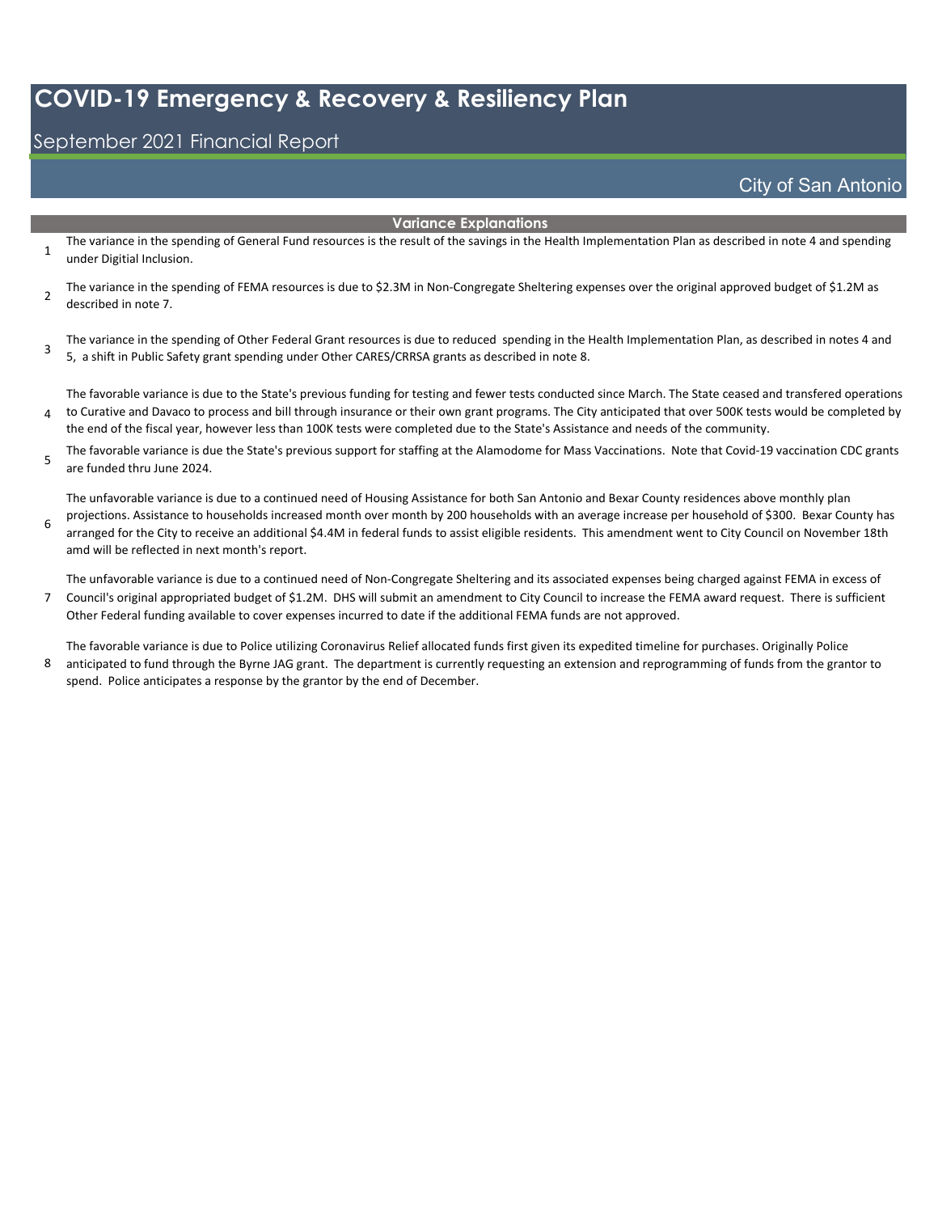# COVID-19 Emergency & Recovery & Resiliency Plan

## September 2021 Financial Report

City of San Antonio

### Variance Explanations

1. The variance in the spending of General Fund resources is the result of the savings in the Health Implementation Plan as described in note 4 and spending under Digitial Inclusion.

2. The variance in the spending of FEMA resources is due to $2.3M in Non-Congregate Sheltering expenses over the original approved budget of $1.2M as described in note 7.

3. The variance in the spending of Other Federal Grant resources is due to reduced spending in the Health Implementation Plan, as described in notes 4 and 5, a shift in Public Safety grant spending under Other CARES/CRRSA grants as described in note 8.

4. The favorable variance is due to the State's previous funding for testing and fewer tests conducted since March. The State ceased and transfered operations to Curative and Davaco to process and bill through insurance or their own grant programs. The City anticipated that over 500K tests would be completed by the end of the fiscal year, however less than 100K tests were completed due to the State's Assistance and needs of the community.

5. The favorable variance is due the State's previous support for staffing at the Alamodome for Mass Vaccinations. Note that Covid-19 vaccination CDC grants are funded thru June 2024.

6. The unfavorable variance is due to a continued need of Housing Assistance for both San Antonio and Bexar County residences above monthly plan projections. Assistance to households increased month over month by 200 households with an average increase per household of $300. Bexar County has arranged for the City to receive an additional $4.4M in federal funds to assist eligible residents. This amendment went to City Council on November 18th amd will be reflected in next month's report.

7. The unfavorable variance is due to a continued need of Non-Congregate Sheltering and its associated expenses being charged against FEMA in excess of Council's original appropriated budget of $1.2M. DHS will submit an amendment to City Council to increase the FEMA award request. There is sufficient Other Federal funding available to cover expenses incurred to date if the additional FEMA funds are not approved.

8. The favorable variance is due to Police utilizing Coronavirus Relief allocated funds first given its expedited timeline for purchases. Originally Police anticipated to fund through the Byrne JAG grant. The department is currently requesting an extension and reprogramming of funds from the grantor to spend. Police anticipates a response by the grantor by the end of December.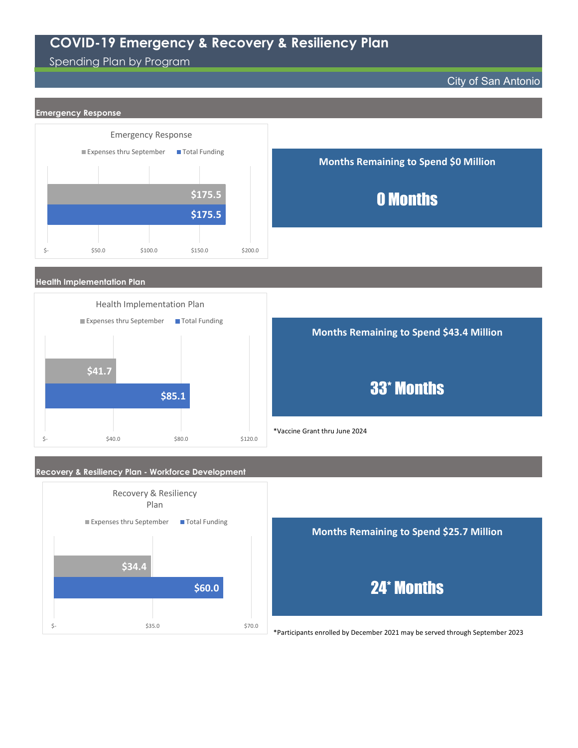# COVID-19 Emergency & Recovery & Resiliency Plan

Spending Plan by Program

City of San Antonio

## Emergency Response

**Emergency Response**

| | Expenses thru September | Total Funding |
|---|---|---|
| Emergency Response | $175.5 | $175.5 |

**Months Remaining to Spend $0 Million**

**0 Months**

## Health Implementation Plan

**Health Implementation Plan**

| | Expenses thru September | Total Funding |
|---|---|---|
| Health Implementation Plan | $41.7 | $85.1 |

**Months Remaining to Spend $43.4 Million**

**33* Months**

*Vaccine Grant thru June 2024

## Recovery & Resiliency Plan - Workforce Development

**Recovery & Resiliency Plan**

| | Expenses thru September | Total Funding |
|---|---|---|
| Recovery & Resiliency Plan | $34.4 | $60.0 |

**Months Remaining to Spend $25.7 Million**

**24* Months**

*Participants enrolled by December 2021 may be served through September 2023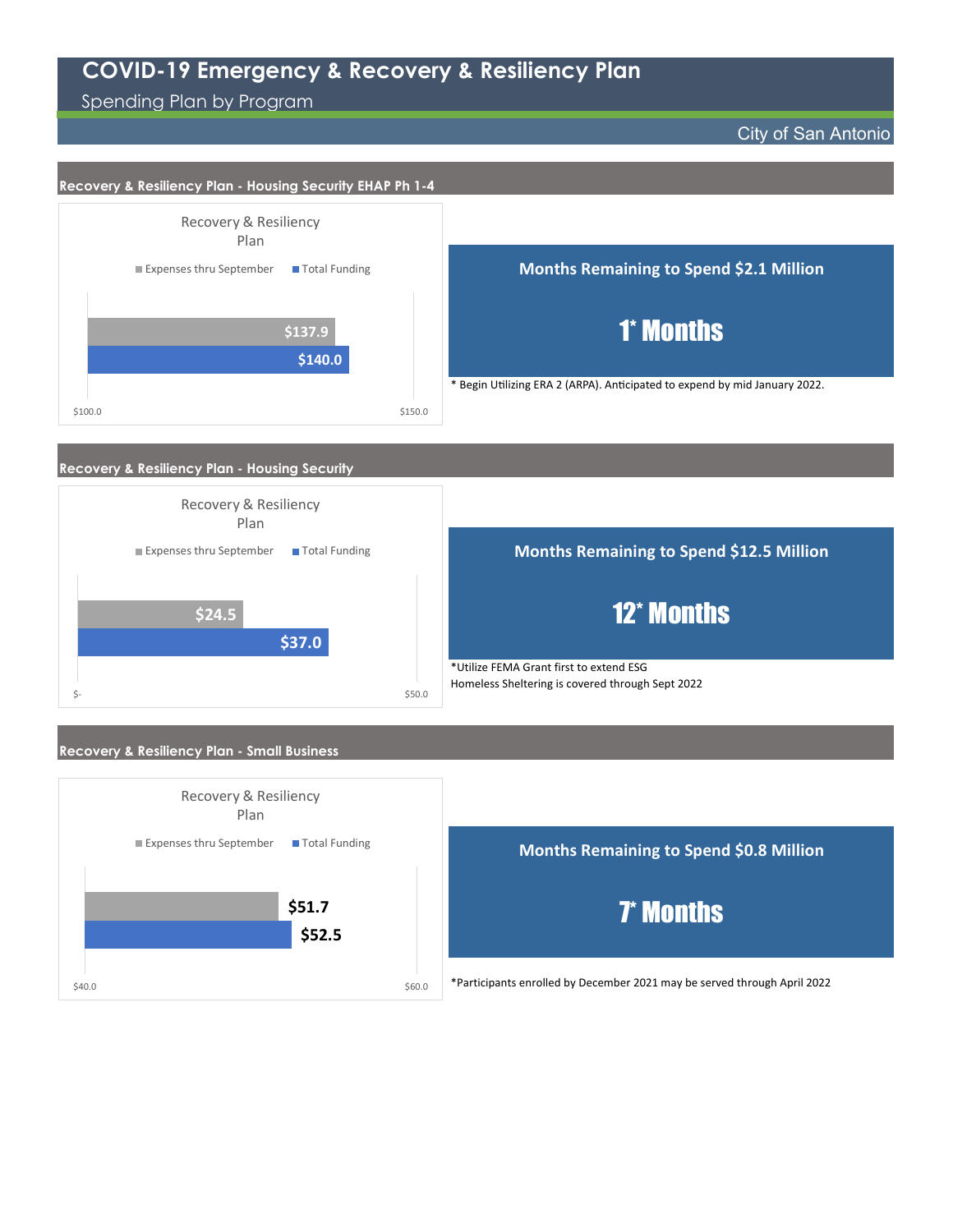# COVID-19 Emergency & Recovery & Resiliency Plan

Spending Plan by Program

City of San Antonio

## Recovery & Resiliency Plan - Housing Security EHAP Ph 1-4

Recovery & Resiliency Plan

| | Expenses thru September | Total Funding |
|---|---|---|
| Recovery & Resiliency Plan | $137.9 | $140.0 |

**Months Remaining to Spend $2.1 Million**

**1* Months**

* Begin Utilizing ERA 2 (ARPA). Anticipated to expend by mid January 2022.

## Recovery & Resiliency Plan - Housing Security

Recovery & Resiliency Plan

| | Expenses thru September | Total Funding |
|---|---|---|
| Recovery & Resiliency Plan | $24.5 | $37.0 |

**Months Remaining to Spend $12.5 Million**

**12* Months**

*Utilize FEMA Grant first to extend ESG
Homeless Sheltering is covered through Sept 2022

## Recovery & Resiliency Plan - Small Business

Recovery & Resiliency Plan

| | Expenses thru September | Total Funding |
|---|---|---|
| Recovery & Resiliency Plan | $51.7 | $52.5 |

**Months Remaining to Spend $0.8 Million**

**7* Months**

*Participants enrolled by December 2021 may be served through April 2022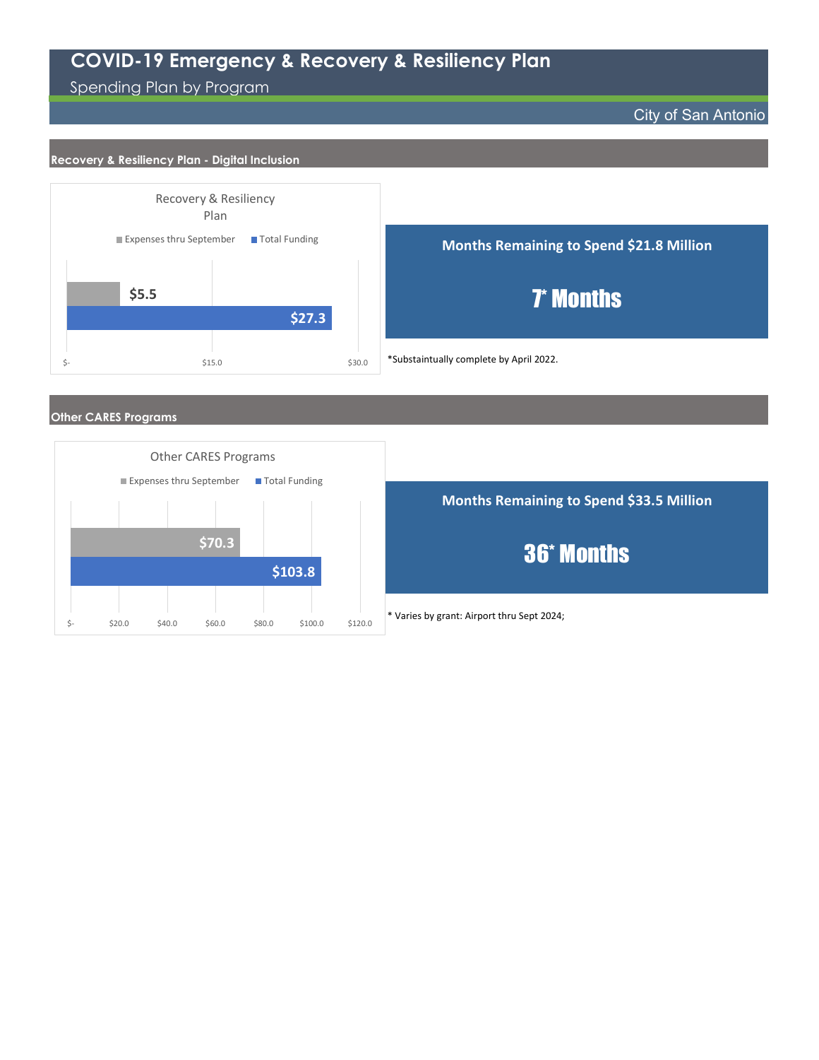# COVID-19 Emergency & Recovery & Resiliency Plan

Spending Plan by Program

City of San Antonio

## Recovery & Resiliency Plan - Digital Inclusion

**Recovery & Resiliency Plan**

| | Expenses thru September | Total Funding |
|---|---|---|
| Recovery & Resiliency Plan | $5.5 | $27.3 |

**Months Remaining to Spend $21.8 Million**

**7* Months**

*Substaintually complete by April 2022.

## Other CARES Programs

**Other CARES Programs**

| | Expenses thru September | Total Funding |
|---|---|---|
| Other CARES Programs | $70.3 | $103.8 |

**Months Remaining to Spend $33.5 Million**

**36* Months**

* Varies by grant: Airport thru Sept 2024;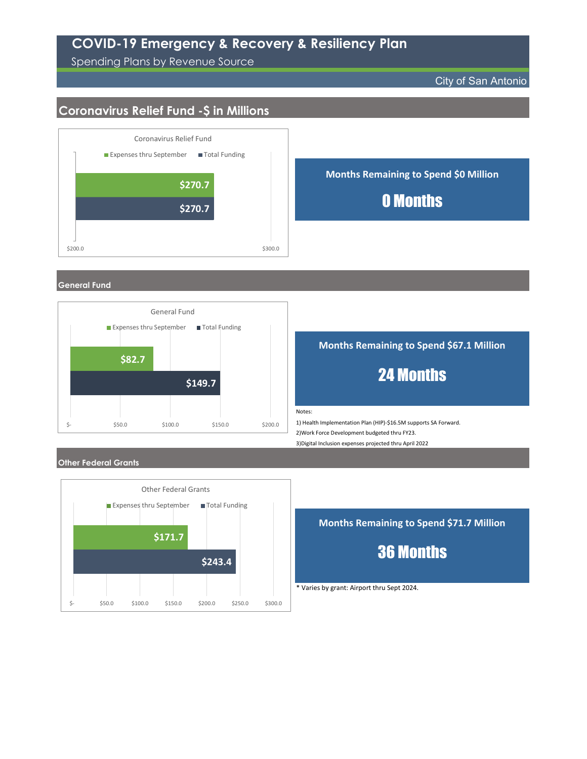# COVID-19 Emergency & Recovery & Resiliency Plan

Spending Plans by Revenue Source

City of San Antonio

## Coronavirus Relief Fund -$ in Millions

**Coronavirus Relief Fund**

| | Expenses thru September | Total Funding |
|---|---|---|
| Coronavirus Relief Fund | $270.7 | $270.7 |

**Months Remaining to Spend $0 Million**

**0 Months**

## General Fund

**General Fund**

| | Expenses thru September | Total Funding |
|---|---|---|
| General Fund | $82.7 | $149.7 |

**Months Remaining to Spend $67.1 Million**

**24 Months**

Notes:

1) Health Implementation Plan (HIP)-$16.5M supports SA Forward.

2)Work Force Development budgeted thru FY23.

3)Digital Inclusion expenses projected thru April 2022

## Other Federal Grants

**Other Federal Grants**

| | Expenses thru September | Total Funding |
|---|---|---|
| Other Federal Grants | $171.7 | $243.4 |

**Months Remaining to Spend $71.7 Million**

**36 Months**

* Varies by grant: Airport thru Sept 2024.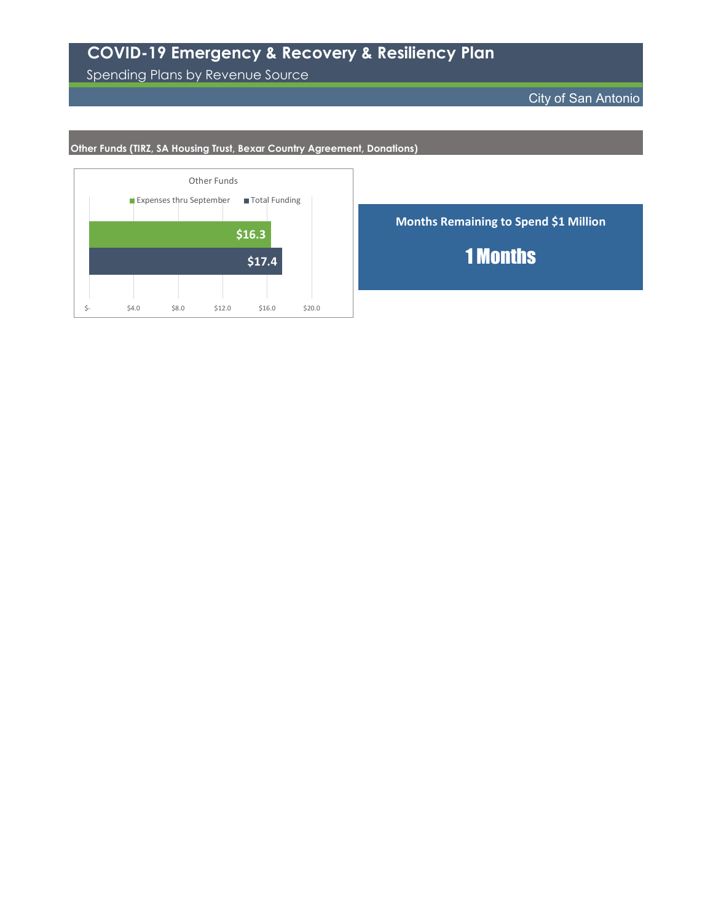# COVID-19 Emergency & Recovery & Resiliency Plan

Spending Plans by Revenue Source

City of San Antonio

## Other Funds (TIRZ, SA Housing Trust, Bexar Country Agreement, Donations)

Other Funds

Expenses thru September

Total Funding

$16.3

$17.4

$-

$4.0

$8.0

$12.0

$16.0

$20.0

**Months Remaining to Spend $1 Million**

**1 Months**